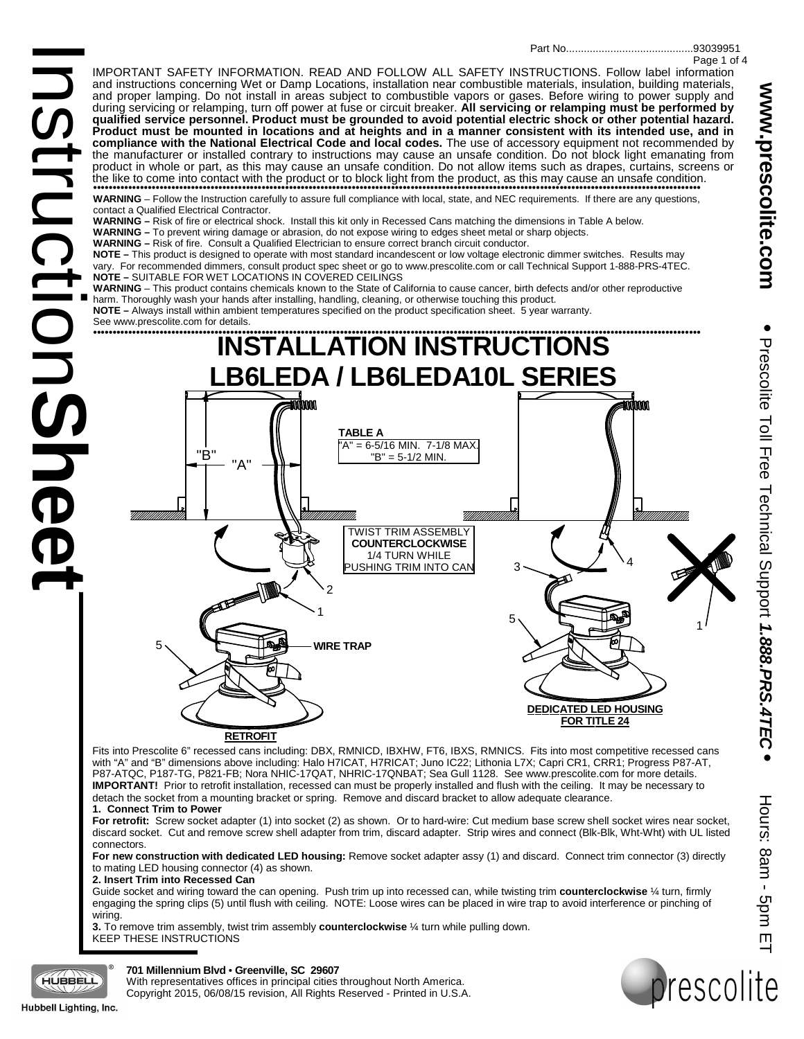Part No..........................................93039951

IMPORTANT SAFETY INFORMATION. READ AND FOLLOW ALL SAFETY INSTRUCTIONS. Follow label information and instructions concerning Wet or Damp Locations, installation near combustible materials, insulation, building materials, and proper lamping. Do not install in areas subject to combustible vapors or gases. Before wiring to power supply and during servicing or relamping, turn off power at fuse or circuit breaker. **All servicing or relamping must be performed by qualified service personnel. Product must be grounded to avoid potential electric shock or other potential hazard. Product must be mounted in locations and at heights and in a manner consistent with its intended use, and in compliance with the National Electrical Code and local codes.** The use of accessory equipment not recommended by the manufacturer or installed contrary to instructions may cause an unsafe condition. Do not block light emanating from product in whole or part, as this may cause an unsafe condition. Do not allow items such as drapes, curtains, screens or the like to come into contact with the product or to block light from the product, as this may cause an unsafe condition.

**WARNING** – Follow the Instruction carefully to assure full compliance with local, state, and NEC requirements. If there are any questions, contact a Qualified Electrical Contractor.
**WARNING –** Risk of fire or electrical shock. Install this kit only in Recessed Cans matching the dimensions in Table A below.
**WARNING –** To prevent wiring damage or abrasion, do not expose wiring to edges sheet metal or sharp objects.
**WARNING –** Risk of fire. Consult a Qualified Electrician to ensure correct branch circuit conductor.
**NOTE –** This product is designed to operate with most standard incandescent or low voltage electronic dimmer switches. Results may vary. For recommended dimmers, consult product spec sheet or go to www.prescolite.com or call Technical Support 1-888-PRS-4TEC.
**NOTE –** SUITABLE FOR WET LOCATIONS IN COVERED CEILINGS
**WARNING** – This product contains chemicals known to the State of California to cause cancer, birth defects and/or other reproductive harm. Thoroughly wash your hands after installing, handling, cleaning, or otherwise touching this product.
**NOTE –** Always install within ambient temperatures specified on the product specification sheet. 5 year warranty. See www.prescolite.com for details.

# INSTALLATION INSTRUCTIONS
# LB6LEDA / LB6LEDA10L SERIES

**TABLE A**
"A" = 6-5/16 MIN. 7-1/8 MAX.
"B" = 5-1/2 MIN.

TWIST TRIM ASSEMBLY **COUNTERCLOCKWISE** 1/4 TURN WHILE PUSHING TRIM INTO CAN

WIRE TRAP

RETROFIT

DEDICATED LED HOUSING FOR TITLE 24

Fits into Prescolite 6" recessed cans including: DBX, RMNICD, IBXHW, FT6, IBXS, RMNICS. Fits into most competitive recessed cans with "A" and "B" dimensions above including: Halo H7ICAT, H7RICAT; Juno IC22; Lithonia L7X; Capri CR1, CRR1; Progress P87-AT, P87-ATQC, P187-TG, P821-FB; Nora NHIC-17QAT, NHRIC-17QNBAT; Sea Gull 1128. See www.prescolite.com for more details.
**IMPORTANT!** Prior to retrofit installation, recessed can must be properly installed and flush with the ceiling. It may be necessary to detach the socket from a mounting bracket or spring. Remove and discard bracket to allow adequate clearance.

**1. Connect Trim to Power**
**For retrofit:** Screw socket adapter (1) into socket (2) as shown. Or to hard-wire: Cut medium base screw shell socket wires near socket, discard socket. Cut and remove screw shell adapter from trim, discard adapter. Strip wires and connect (Blk-Blk, Wht-Wht) with UL listed connectors.
**For new construction with dedicated LED housing:** Remove socket adapter assy (1) and discard. Connect trim connector (3) directly to mating LED housing connector (4) as shown.

**2. Insert Trim into Recessed Can**
Guide socket and wiring toward the can opening. Push trim up into recessed can, while twisting trim **counterclockwise** ¼ turn, firmly engaging the spring clips (5) until flush with ceiling. NOTE: Loose wires can be placed in wire trap to avoid interference or pinching of wiring.

**3.** To remove trim assembly, twist trim assembly **counterclockwise** ¼ turn while pulling down.
KEEP THESE INSTRUCTIONS

**701 Millennium Blvd • Greenville, SC 29607**
With representatives offices in principal cities throughout North America.
Copyright 2015, 06/08/15 revision, All Rights Reserved - Printed in U.S.A.

Hubbell Lighting, Inc.

prescolite

www.prescolite.com • Prescolite Toll Free Technical Support ***1.888.PRS.4TEC*** • Hours: 8am - 5pm ET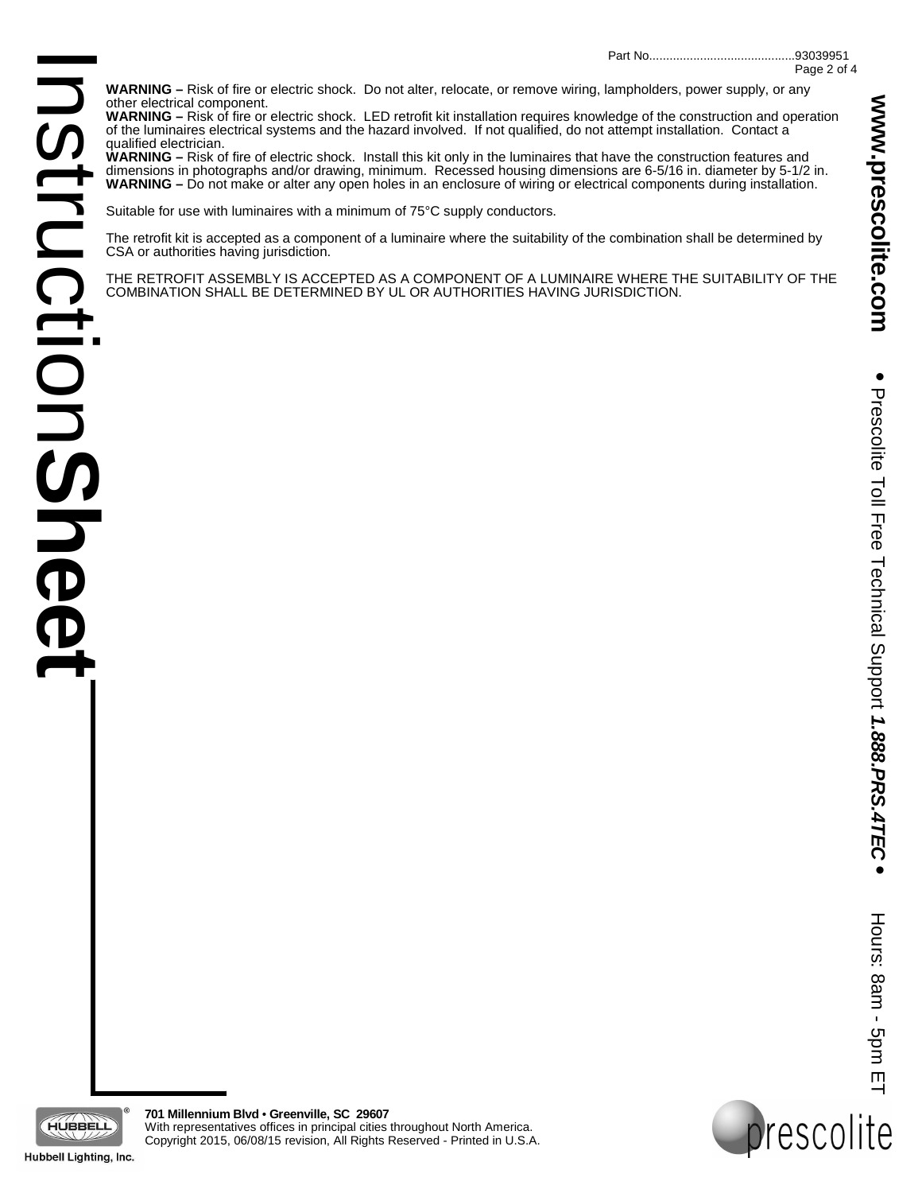**WARNING –** Risk of fire or electric shock. Do not alter, relocate, or remove wiring, lampholders, power supply, or any other electrical component.
**WARNING –** Risk of fire or electric shock. LED retrofit kit installation requires knowledge of the construction and operation of the luminaires electrical systems and the hazard involved. If not qualified, do not attempt installation. Contact a qualified electrician.
**WARNING –** Risk of fire of electric shock. Install this kit only in the luminaires that have the construction features and dimensions in photographs and/or drawing, minimum. Recessed housing dimensions are 6-5/16 in. diameter by 5-1/2 in.
**WARNING –** Do not make or alter any open holes in an enclosure of wiring or electrical components during installation.

Suitable for use with luminaires with a minimum of 75°C supply conductors.

The retrofit kit is accepted as a component of a luminaire where the suitability of the combination shall be determined by CSA or authorities having jurisdiction.

THE RETROFIT ASSEMBLY IS ACCEPTED AS A COMPONENT OF A LUMINAIRE WHERE THE SUITABILITY OF THE COMBINATION SHALL BE DETERMINED BY UL OR AUTHORITIES HAVING JURISDICTION.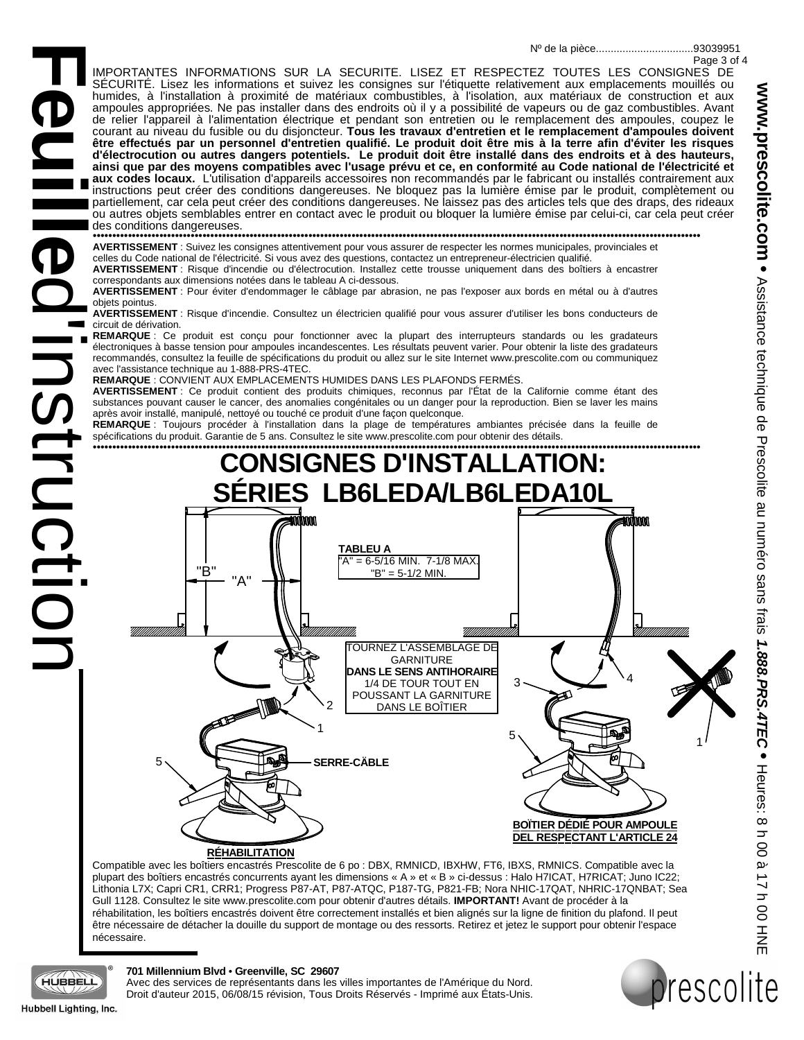Nº de la pièce.................................93039951

IMPORTANTES INFORMATIONS SUR LA SECURITE. LISEZ ET RESPECTEZ TOUTES LES CONSIGNES DE SÉCURITÉ. Lisez les informations et suivez les consignes sur l'étiquette relativement aux emplacements mouillés ou humides, à l'installation à proximité de matériaux combustibles, à l'isolation, aux matériaux de construction et aux ampoules appropriées. Ne pas installer dans des endroits où il y a possibilité de vapeurs ou de gaz combustibles. Avant de relier l'appareil à l'alimentation électrique et pendant son entretien ou le remplacement des ampoules, coupez le courant au niveau du fusible ou du disjoncteur. **Tous les travaux d'entretien et le remplacement d'ampoules doivent être effectués par un personnel d'entretien qualifié. Le produit doit être mis à la terre afin d'éviter les risques d'électrocution ou autres dangers potentiels. Le produit doit être installé dans des endroits et à des hauteurs, ainsi que par des moyens compatibles avec l'usage prévu et ce, en conformité au Code national de l'électricité et aux codes locaux.** L'utilisation d'appareils accessoires non recommandés par le fabricant ou installés contrairement aux instructions peut créer des conditions dangereuses. Ne bloquez pas la lumière émise par le produit, complètement ou partiellement, car cela peut créer des conditions dangereuses. Ne laissez pas des articles tels que des draps, des rideaux ou autres objets semblables entrer en contact avec le produit ou bloquer la lumière émise par celui-ci, car cela peut créer des conditions dangereuses.

**AVERTISSEMENT** : Suivez les consignes attentivement pour vous assurer de respecter les normes municipales, provinciales et celles du Code national de l'électricité. Si vous avez des questions, contactez un entrepreneur-électricien qualifié.
**AVERTISSEMENT** : Risque d'incendie ou d'électrocution. Installez cette trousse uniquement dans des boîtiers à encastrer correspondants aux dimensions notées dans le tableau A ci-dessous.
**AVERTISSEMENT** : Pour éviter d'endommager le câblage par abrasion, ne pas l'exposer aux bords en métal ou à d'autres objets pointus.
**AVERTISSEMENT** : Risque d'incendie. Consultez un électricien qualifié pour vous assurer d'utiliser les bons conducteurs de circuit de dérivation.
**REMARQUE** : Ce produit est conçu pour fonctionner avec la plupart des interrupteurs standards ou les gradateurs électroniques à basse tension pour ampoules incandescentes. Les résultats peuvent varier. Pour obtenir la liste des gradateurs recommandés, consultez la feuille de spécifications du produit ou allez sur le site Internet www.prescolite.com ou communiquez avec l'assistance technique au 1-888-PRS-4TEC.
**REMARQUE** : CONVIENT AUX EMPLACEMENTS HUMIDES DANS LES PLAFONDS FERMÉS.
**AVERTISSEMENT** : Ce produit contient des produits chimiques, reconnus par l'État de la Californie comme étant des substances pouvant causer le cancer, des anomalies congénitales ou un danger pour la reproduction. Bien se laver les mains après avoir installé, manipulé, nettoyé ou touché ce produit d'une façon quelconque.
**REMARQUE** : Toujours procéder à l'installation dans la plage de températures ambiantes précisée dans la feuille de spécifications du produit. Garantie de 5 ans. Consultez le site www.prescolite.com pour obtenir des détails.

# CONSIGNES D'INSTALLATION: SÉRIES LB6LEDA/LB6LEDA10L

| TABLEU A |
|---|
| "A" = 6-5/16 MIN. 7-1/8 MAX. |
| "B" = 5-1/2 MIN. |

"B" "A"

TOURNEZ L'ASSEMBLAGE DE GARNITURE **DANS LE SENS ANTIHORAIRE** 1/4 DE TOUR TOUT EN POUSSANT LA GARNITURE DANS LE BOÎTIER

1 2 3 4 5

**SERRE-CÂBLE**

**RÉHABILITATION**

**BOÎTIER DÉDIÉ POUR AMPOULE DEL RESPECTANT L'ARTICLE 24**

Compatible avec les boîtiers encastrés Prescolite de 6 po : DBX, RMNICD, IBXHW, FT6, IBXS, RMNICS. Compatible avec la plupart des boîtiers encastrés concurrents ayant les dimensions « A » et « B » ci-dessus : Halo H7ICAT, H7RICAT; Juno IC22; Lithonia L7X; Capri CR1, CRR1; Progress P87-AT, P87-ATQC, P187-TG, P821-FB; Nora NHIC-17QAT, NHRIC-17QNBAT; Sea Gull 1128. Consultez le site www.prescolite.com pour obtenir d'autres détails. **IMPORTANT!** Avant de procéder à la réhabilitation, les boîtiers encastrés doivent être correctement installés et bien alignés sur la ligne de finition du plafond. Il peut être nécessaire de détacher la douille du support de montage ou des ressorts. Retirez et jetez le support pour obtenir l'espace nécessaire.

**www.prescolite.com** • Assistance technique de Prescolite au numéro sans frais ***1.888.PRS.4TEC*** • Heures: 8 h 00 à 17 h 00 HNE

**701 Millennium Blvd • Greenville, SC 29607**
Avec des services de représentants dans les villes importantes de l'Amérique du Nord.
Droit d'auteur 2015, 06/08/15 révision, Tous Droits Réservés - Imprimé aux États-Unis.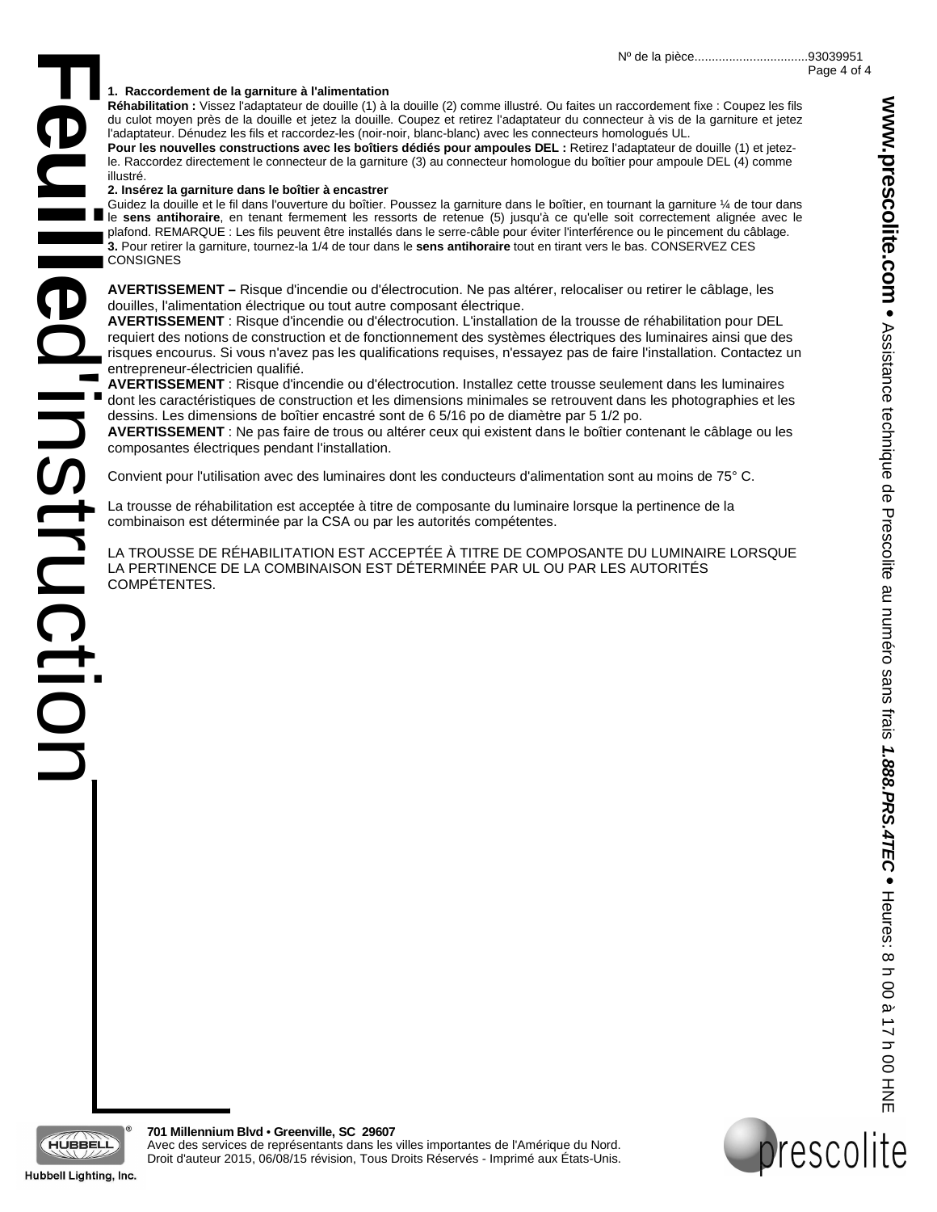Nº de la pièce.................................93039951

**1. Raccordement de la garniture à l'alimentation**

**Réhabilitation :** Vissez l'adaptateur de douille (1) à la douille (2) comme illustré. Ou faites un raccordement fixe : Coupez les fils du culot moyen près de la douille et jetez la douille. Coupez et retirez l'adaptateur du connecteur à vis de la garniture et jetez l'adaptateur. Dénudez les fils et raccordez-les (noir-noir, blanc-blanc) avec les connecteurs homologués UL.

**Pour les nouvelles constructions avec les boîtiers dédiés pour ampoules DEL :** Retirez l'adaptateur de douille (1) et jetez-le. Raccordez directement le connecteur de la garniture (3) au connecteur homologue du boîtier pour ampoule DEL (4) comme illustré.

**2. Insérez la garniture dans le boîtier à encastrer**

Guidez la douille et le fil dans l'ouverture du boîtier. Poussez la garniture dans le boîtier, en tournant la garniture ¼ de tour dans le **sens antihoraire**, en tenant fermement les ressorts de retenue (5) jusqu'à ce qu'elle soit correctement alignée avec le plafond. REMARQUE : Les fils peuvent être installés dans le serre-câble pour éviter l'interférence ou le pincement du câblage.

**3.** Pour retirer la garniture, tournez-la 1/4 de tour dans le **sens antihoraire** tout en tirant vers le bas. CONSERVEZ CES CONSIGNES

**AVERTISSEMENT –** Risque d'incendie ou d'électrocution. Ne pas altérer, relocaliser ou retirer le câblage, les douilles, l'alimentation électrique ou tout autre composant électrique.

**AVERTISSEMENT** : Risque d'incendie ou d'électrocution. L'installation de la trousse de réhabilitation pour DEL requiert des notions de construction et de fonctionnement des systèmes électriques des luminaires ainsi que des risques encourus. Si vous n'avez pas les qualifications requises, n'essayez pas de faire l'installation. Contactez un entrepreneur-électricien qualifié.

**AVERTISSEMENT** : Risque d'incendie ou d'électrocution. Installez cette trousse seulement dans les luminaires dont les caractéristiques de construction et les dimensions minimales se retrouvent dans les photographies et les dessins. Les dimensions de boîtier encastré sont de 6 5/16 po de diamètre par 5 1/2 po.

**AVERTISSEMENT** : Ne pas faire de trous ou altérer ceux qui existent dans le boîtier contenant le câblage ou les composantes électriques pendant l'installation.

Convient pour l'utilisation avec des luminaires dont les conducteurs d'alimentation sont au moins de 75° C.

La trousse de réhabilitation est acceptée à titre de composante du luminaire lorsque la pertinence de la combinaison est déterminée par la CSA ou par les autorités compétentes.

LA TROUSSE DE RÉHABILITATION EST ACCEPTÉE À TITRE DE COMPOSANTE DU LUMINAIRE LORSQUE LA PERTINENCE DE LA COMBINAISON EST DÉTERMINÉE PAR UL OU PAR LES AUTORITÉS COMPÉTENTES.

**www.prescolite.com** • Assistance technique de Prescolite au numéro sans frais ***1.888.PRS.4TEC*** • Heures: 8 h 00 à 17 h 00 HNE

**701 Millennium Blvd • Greenville, SC 29607**
Avec des services de représentants dans les villes importantes de l'Amérique du Nord.
Droit d'auteur 2015, 06/08/15 révision, Tous Droits Réservés - Imprimé aux États-Unis.